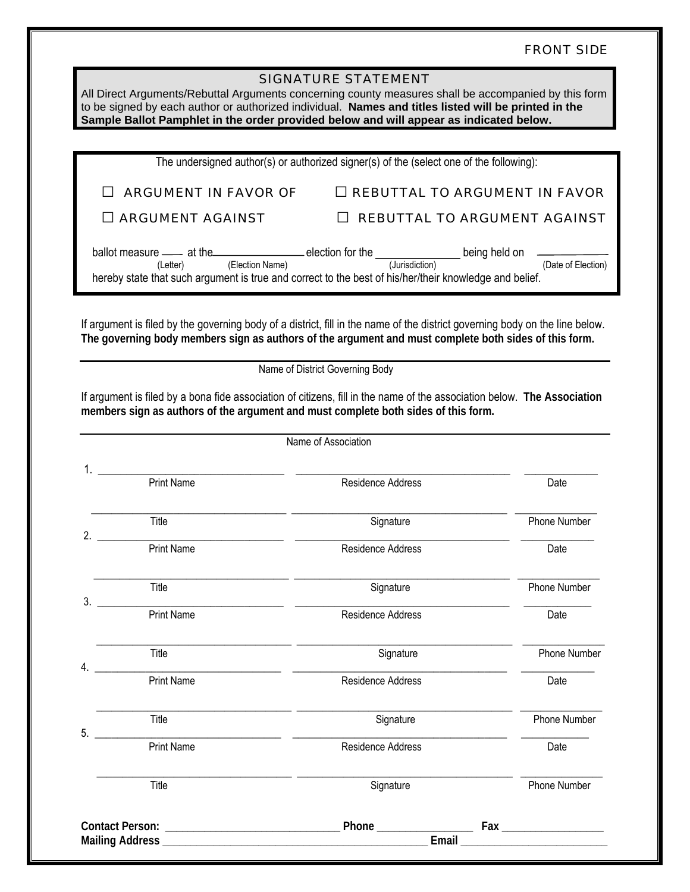FRONT SIDE

## SIGNATURE STATEMENT

All Direct Arguments/Rebuttal Arguments concerning county measures shall be accompanied by this form to be signed by each author or authorized individual. **Names and titles listed will be printed in the Sample Ballot Pamphlet in the order provided below and will appear as indicated below.**

The undersigned author(s) or authorized signer(s) of the (select one of the following):

☐ ARGUMENT IN FAVOR OF ☐ REBUTTAL TO ARGUMENT IN FAVOR

☐ ARGUMENT AGAINST ☐ REBUTTAL TO ARGUMENT AGAINST

ballot measure ____ (Letter) at the ________________ (Election Name) election for the _______________ (Jurisdiction) being held on __________ (Date of Election) hereby state that such argument is true and correct to the best of his/her/their knowledge and belief.

If argument is filed by the governing body of a district, fill in the name of the district governing body on the line below. **The governing body members sign as authors of the argument and must complete both sides of this form.**

______________________________________________

Name of District Governing Body

If argument is filed by a bona fide association of citizens, fill in the name of the association below. **The Association members sign as authors of the argument and must complete both sides of this form.**

______________________________________________

Name of Association

1. ____________________ ____________________ __________
Print Name | Residence Address | Date

____________________ ____________________ __________
Title | Signature | Phone Number

2. ____________________ ____________________ __________
Print Name | Residence Address | Date

____________________ ____________________ __________
Title | Signature | Phone Number

3. ____________________ ____________________ __________
Print Name | Residence Address | Date

____________________ ____________________ __________
Title | Signature | Phone Number

4. ____________________ ____________________ __________
Print Name | Residence Address | Date

____________________ ____________________ __________
Title | Signature | Phone Number

5. ____________________ ____________________ __________
Print Name | Residence Address | Date

____________________ ____________________ __________
Title | Signature | Phone Number

**Contact Person:** ______________________ **Phone** ______________ **Fax** ______________

**Mailing Address** ________________________________ **Email** ____________________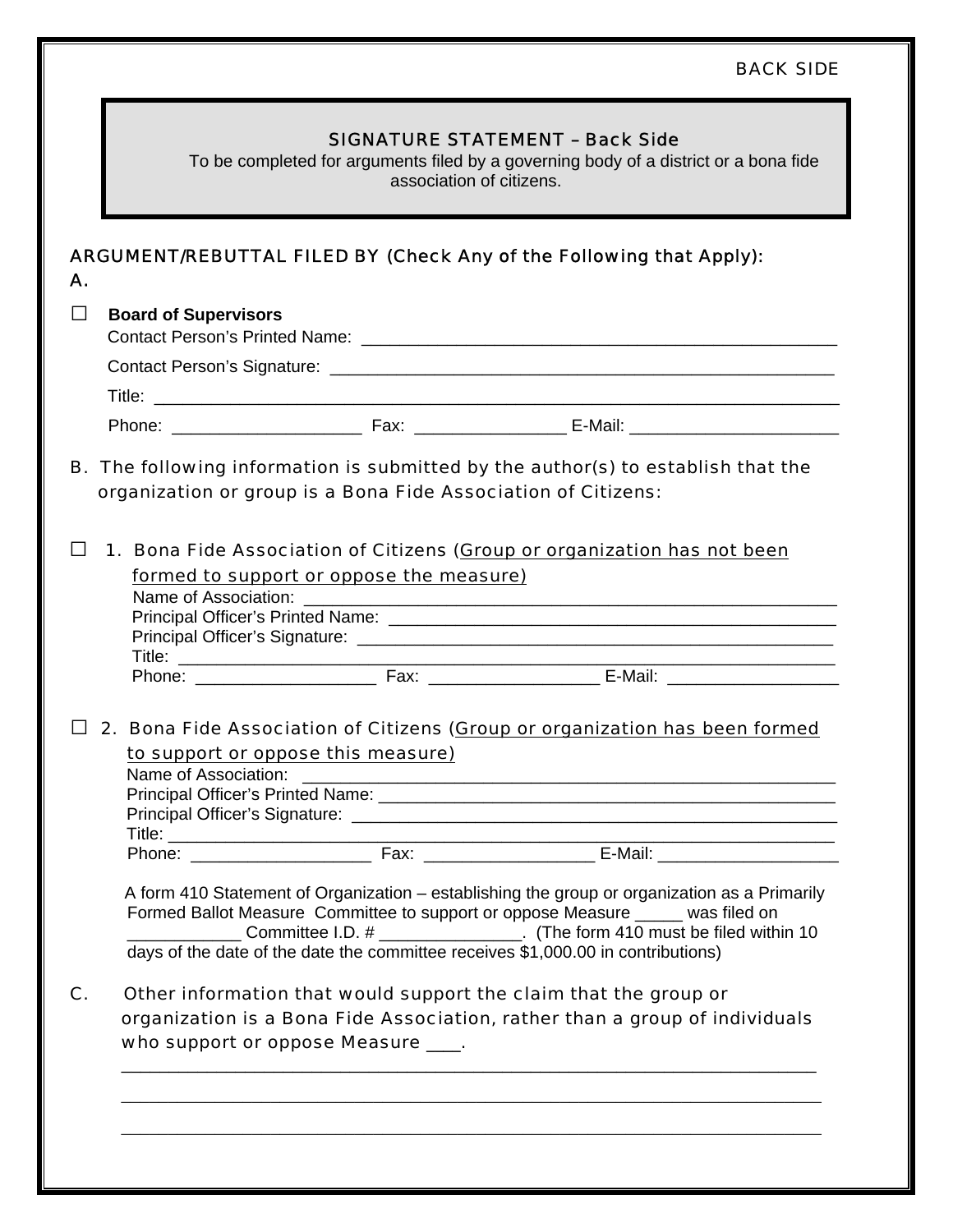BACK SIDE

## SIGNATURE STATEMENT – Back Side

To be completed for arguments filed by a governing body of a district or a bona fide association of citizens.

**ARGUMENT/REBUTTAL FILED BY (Check Any of the Following that Apply):**

**A.**

☐ **Board of Supervisors**

Contact Person's Printed Name: ________________________________________________

Contact Person's Signature: ___________________________________________________

Title: ______________________________________________________________________

Phone: ____________________ Fax: _______________ E-Mail: _____________________

**B.** The following information is submitted by the author(s) to establish that the organization or group is a Bona Fide Association of Citizens:

☐ 1. Bona Fide Association of Citizens (Group or organization has not been formed to support or oppose the measure)

Name of Association: _________________________________________________________

Principal Officer's Printed Name: ______________________________________________

Principal Officer's Signature: _________________________________________________

Title: ______________________________________________________________________

Phone: ___________________ Fax: _________________ E-Mail: _________________

☐ 2. Bona Fide Association of Citizens (Group or organization has been formed to support or oppose this measure)

Name of Association: _________________________________________________________

Principal Officer's Printed Name: ______________________________________________

Principal Officer's Signature: _________________________________________________

Title: ______________________________________________________________________

Phone: ___________________ Fax: _________________ E-Mail: __________________

A form 410 Statement of Organization – establishing the group or organization as a Primarily Formed Ballot Measure Committee to support or oppose Measure _____ was filed on ____________ Committee I.D. # _______________. (The form 410 must be filed within 10 days of the date of the date the committee receives $1,000.00 in contributions)

**C.** Other information that would support the claim that the group or organization is a Bona Fide Association, rather than a group of individuals who support or oppose Measure ___.

_____________________________________________________________________________

_____________________________________________________________________________

_____________________________________________________________________________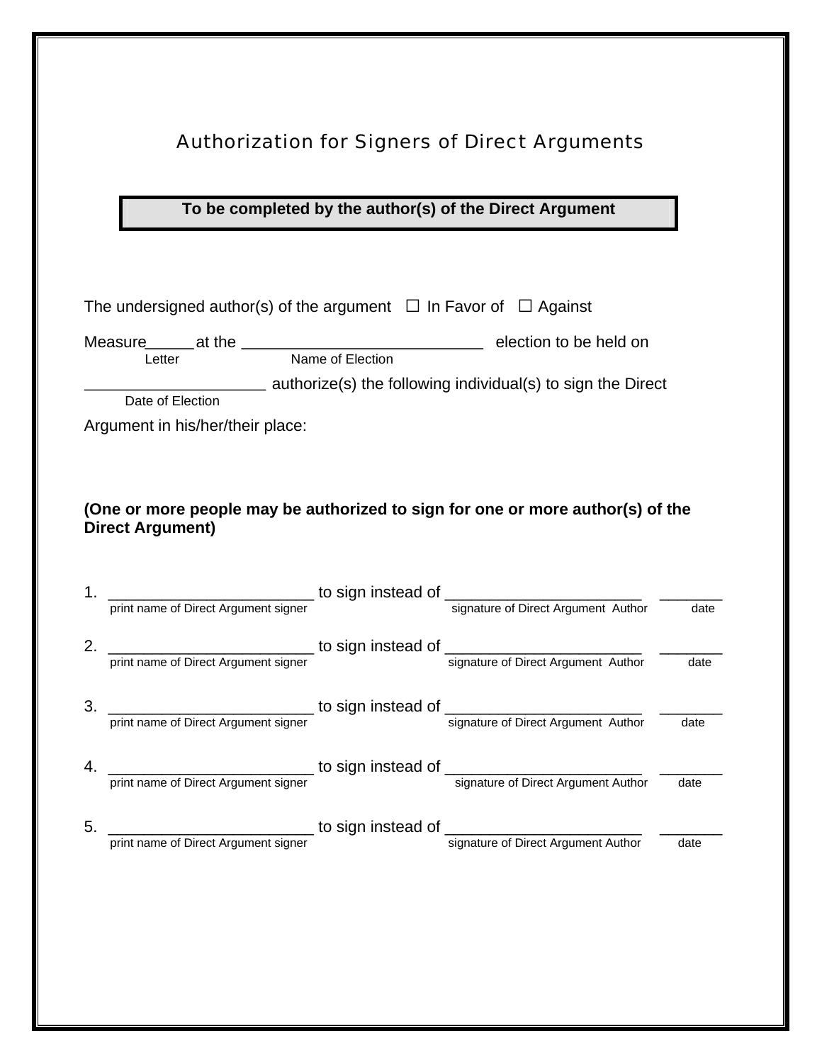# Authorization for Signers of Direct Arguments

**To be completed by the author(s) of the Direct Argument**

The undersigned author(s) of the argument ☐ In Favor of ☐ Against

Measure_____ at the ___________________________ election to be held on
Letter | Name of Election

____________________ authorize(s) the following individual(s) to sign the Direct
Date of Election

Argument in his/her/their place:

**(One or more people may be authorized to sign for one or more author(s) of the Direct Argument)**

1. _______________________ to sign instead of ______________________ _______
print name of Direct Argument signer | signature of Direct Argument Author | date

2. _______________________ to sign instead of ______________________ _______
print name of Direct Argument signer | signature of Direct Argument Author | date

3. _______________________ to sign instead of ______________________ _______
print name of Direct Argument signer | signature of Direct Argument Author | date

4. _______________________ to sign instead of ______________________ _______
print name of Direct Argument signer | signature of Direct Argument Author | date

5. _______________________ to sign instead of ______________________ _______
print name of Direct Argument signer | signature of Direct Argument Author | date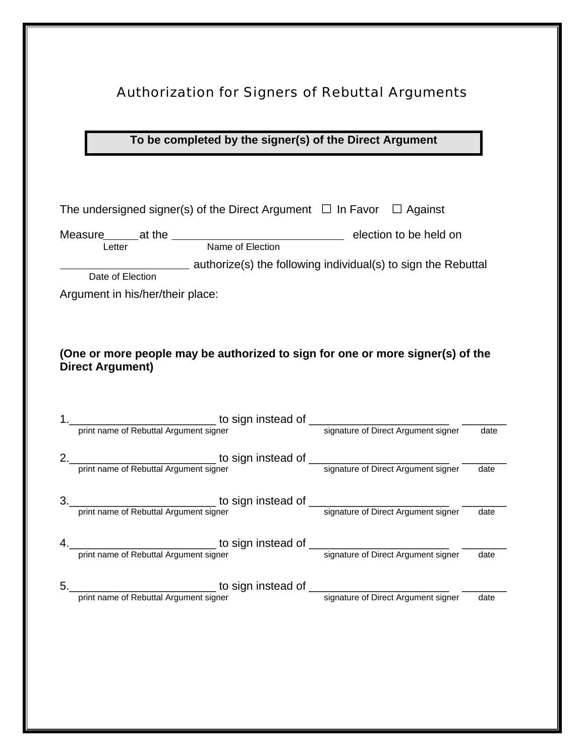# Authorization for Signers of Rebuttal Arguments

**To be completed by the signer(s) of the Direct Argument**

The undersigned signer(s) of the Direct Argument ☐ In Favor ☐ Against

Measure_____ at the ___________________________ election to be held on
Letter Name of Election

____________________ authorize(s) the following individual(s) to sign the Rebuttal
Date of Election

Argument in his/her/their place:

**(One or more people may be authorized to sign for one or more signer(s) of the Direct Argument)**

1.________________________ to sign instead of ______________________ _______
print name of Rebuttal Argument signer signature of Direct Argument signer date

2.________________________ to sign instead of ______________________ _______
print name of Rebuttal Argument signer signature of Direct Argument signer date

3.________________________ to sign instead of ______________________ _______
print name of Rebuttal Argument signer signature of Direct Argument signer date

4.________________________ to sign instead of ______________________ _______
print name of Rebuttal Argument signer signature of Direct Argument signer date

5.________________________ to sign instead of ______________________ _______
print name of Rebuttal Argument signer signature of Direct Argument signer date